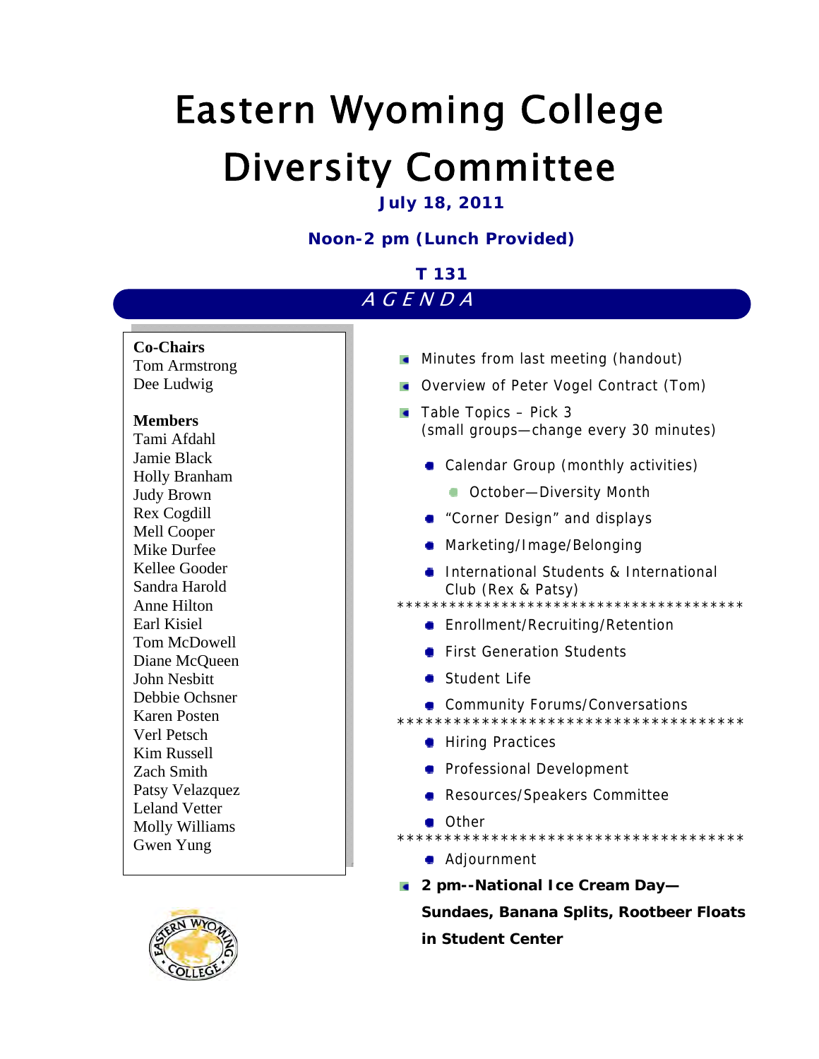# Eastern Wyoming College Diversity Committee

**July 18, 2011**

**Noon-2 pm (Lunch Provided)**

**T 131**

## AGENDA

**Co-Chairs**
Tom Armstrong
Dee Ludwig

**Members**
Tami Afdahl
Jamie Black
Holly Branham
Judy Brown
Rex Cogdill
Mell Cooper
Mike Durfee
Kellee Gooder
Sandra Harold
Anne Hilton
Earl Kisiel
Tom McDowell
Diane McQueen
John Nesbitt
Debbie Ochsner
Karen Posten
Verl Petsch
Kim Russell
Zach Smith
Patsy Velazquez
Leland Vetter
Molly Williams
Gwen Yung

- Minutes from last meeting (handout)
- Overview of Peter Vogel Contract (Tom)
- Table Topics – Pick 3
  (small groups—change every 30 minutes)
  - Calendar Group (monthly activities)
    - October—Diversity Month
  - "Corner Design" and displays
  - Marketing/Image/Belonging
  - International Students & International Club (Rex & Patsy)

****************************************

  - Enrollment/Recruiting/Retention
  - First Generation Students
  - Student Life
  - Community Forums/Conversations

****************************************

  - Hiring Practices
  - Professional Development
  - Resources/Speakers Committee
  - Other

****************************************

  - Adjournment
- **2 pm--National Ice Cream Day—Sundaes, Banana Splits, Rootbeer Floats in Student Center**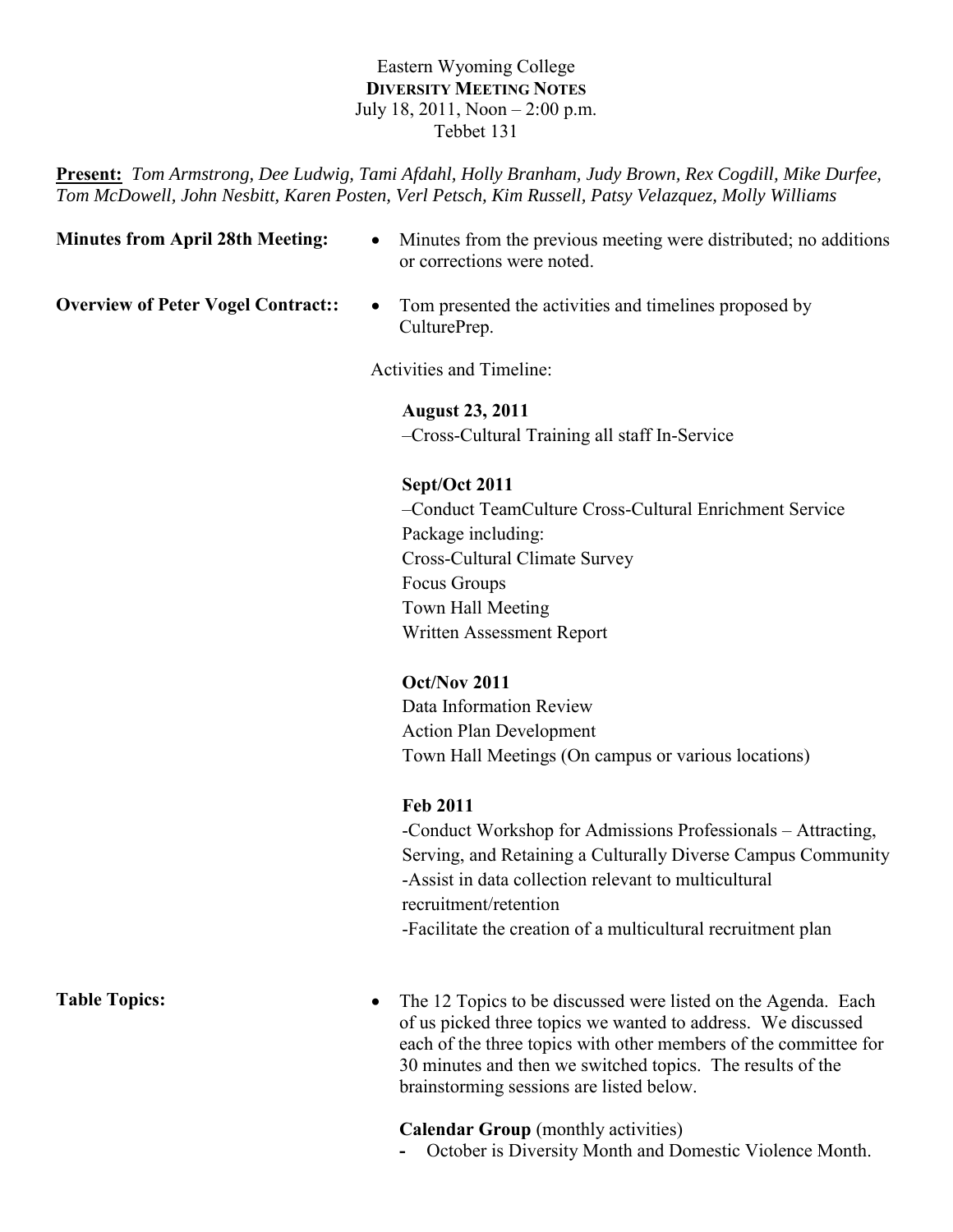Eastern Wyoming College

**DIVERSITY MEETING NOTES**

July 18, 2011, Noon – 2:00 p.m.

Tebbet 131

**Present:** *Tom Armstrong, Dee Ludwig, Tami Afdahl, Holly Branham, Judy Brown, Rex Cogdill, Mike Durfee, Tom McDowell, John Nesbitt, Karen Posten, Verl Petsch, Kim Russell, Patsy Velazquez, Molly Williams*

**Minutes from April 28th Meeting:**

- Minutes from the previous meeting were distributed; no additions or corrections were noted.

**Overview of Peter Vogel Contract::**

- Tom presented the activities and timelines proposed by CulturePrep.

Activities and Timeline:

**August 23, 2011**
–Cross-Cultural Training all staff In-Service

**Sept/Oct 2011**
–Conduct TeamCulture Cross-Cultural Enrichment Service Package including:
Cross-Cultural Climate Survey
Focus Groups
Town Hall Meeting
Written Assessment Report

**Oct/Nov 2011**
Data Information Review
Action Plan Development
Town Hall Meetings (On campus or various locations)

**Feb 2011**
-Conduct Workshop for Admissions Professionals – Attracting, Serving, and Retaining a Culturally Diverse Campus Community
-Assist in data collection relevant to multicultural recruitment/retention
-Facilitate the creation of a multicultural recruitment plan

**Table Topics:**

- The 12 Topics to be discussed were listed on the Agenda. Each of us picked three topics we wanted to address. We discussed each of the three topics with other members of the committee for 30 minutes and then we switched topics. The results of the brainstorming sessions are listed below.

**Calendar Group** (monthly activities)

- October is Diversity Month and Domestic Violence Month.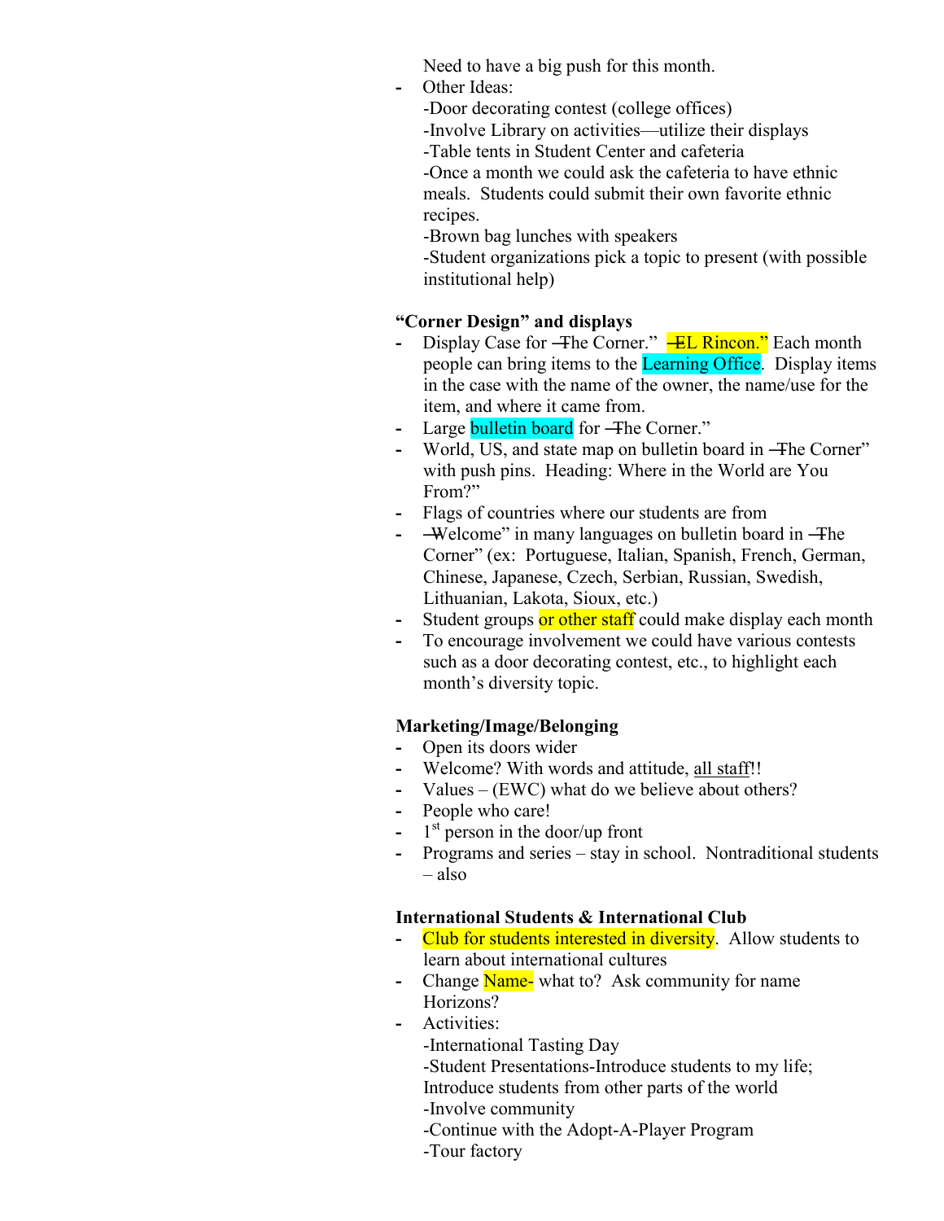Need to have a big push for this month.

- Other Ideas:
  - -Door decorating contest (college offices)
  - -Involve Library on activities—utilize their displays
  - -Table tents in Student Center and cafeteria
  - -Once a month we could ask the cafeteria to have ethnic meals. Students could submit their own favorite ethnic recipes.
  - -Brown bag lunches with speakers
  - -Student organizations pick a topic to present (with possible institutional help)

**"Corner Design" and displays**

- Display Case for "The Corner." "EL Rincon." Each month people can bring items to the Learning Office. Display items in the case with the name of the owner, the name/use for the item, and where it came from.
- Large bulletin board for "The Corner."
- World, US, and state map on bulletin board in "The Corner" with push pins. Heading: Where in the World are You From?"
- Flags of countries where our students are from
- "Welcome" in many languages on bulletin board in "The Corner" (ex: Portuguese, Italian, Spanish, French, German, Chinese, Japanese, Czech, Serbian, Russian, Swedish, Lithuanian, Lakota, Sioux, etc.)
- Student groups or other staff could make display each month
- To encourage involvement we could have various contests such as a door decorating contest, etc., to highlight each month's diversity topic.

**Marketing/Image/Belonging**

- Open its doors wider
- Welcome? With words and attitude, all staff!!
- Values – (EWC) what do we believe about others?
- People who care!
- 1st person in the door/up front
- Programs and series – stay in school. Nontraditional students – also

**International Students & International Club**

- Club for students interested in diversity. Allow students to learn about international cultures
- Change Name- what to? Ask community for name Horizons?
- Activities:
  - -International Tasting Day
  - -Student Presentations-Introduce students to my life; Introduce students from other parts of the world
  - -Involve community
  - -Continue with the Adopt-A-Player Program
  - -Tour factory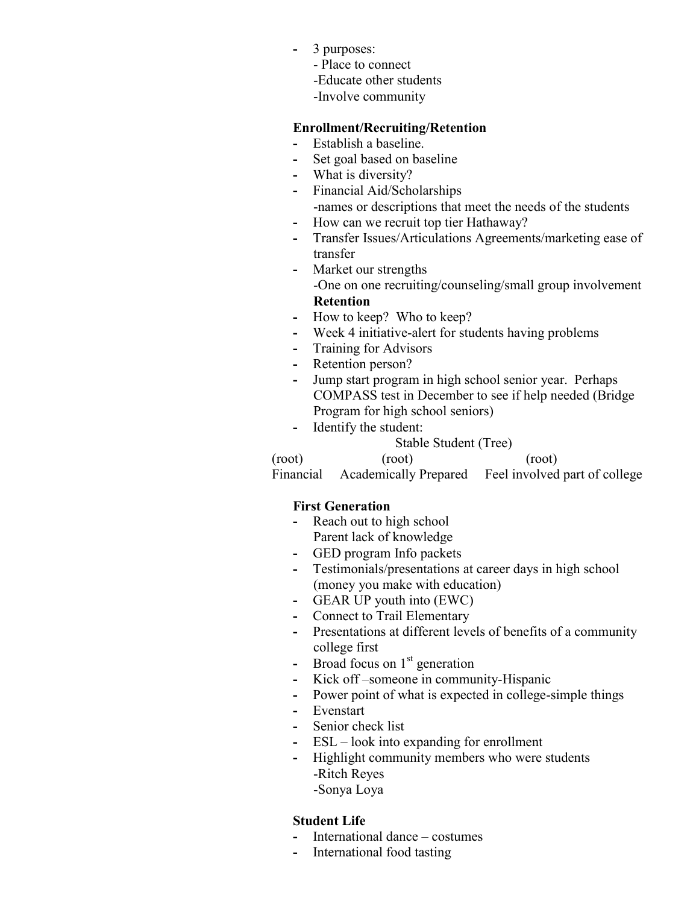- 3 purposes:
  - Place to connect
  - Educate other students
  - Involve community

**Enrollment/Recruiting/Retention**

- Establish a baseline.
- Set goal based on baseline
- What is diversity?
- Financial Aid/Scholarships
  - names or descriptions that meet the needs of the students
- How can we recruit top tier Hathaway?
- Transfer Issues/Articulations Agreements/marketing ease of transfer
- Market our strengths
  - One on one recruiting/counseling/small group involvement

**Retention**

- How to keep? Who to keep?
- Week 4 initiative-alert for students having problems
- Training for Advisors
- Retention person?
- Jump start program in high school senior year. Perhaps COMPASS test in December to see if help needed (Bridge Program for high school seniors)
- Identify the student:

Stable Student (Tree)

| (root) | (root) | (root) |
|---|---|---|
| Financial | Academically Prepared | Feel involved part of college |

**First Generation**

- Reach out to high school
  Parent lack of knowledge
- GED program Info packets
- Testimonials/presentations at career days in high school (money you make with education)
- GEAR UP youth into (EWC)
- Connect to Trail Elementary
- Presentations at different levels of benefits of a community college first
- Broad focus on 1st generation
- Kick off –someone in community-Hispanic
- Power point of what is expected in college-simple things
- Evenstart
- Senior check list
- ESL – look into expanding for enrollment
- Highlight community members who were students
  - Ritch Reyes
  - Sonya Loya

**Student Life**

- International dance – costumes
- International food tasting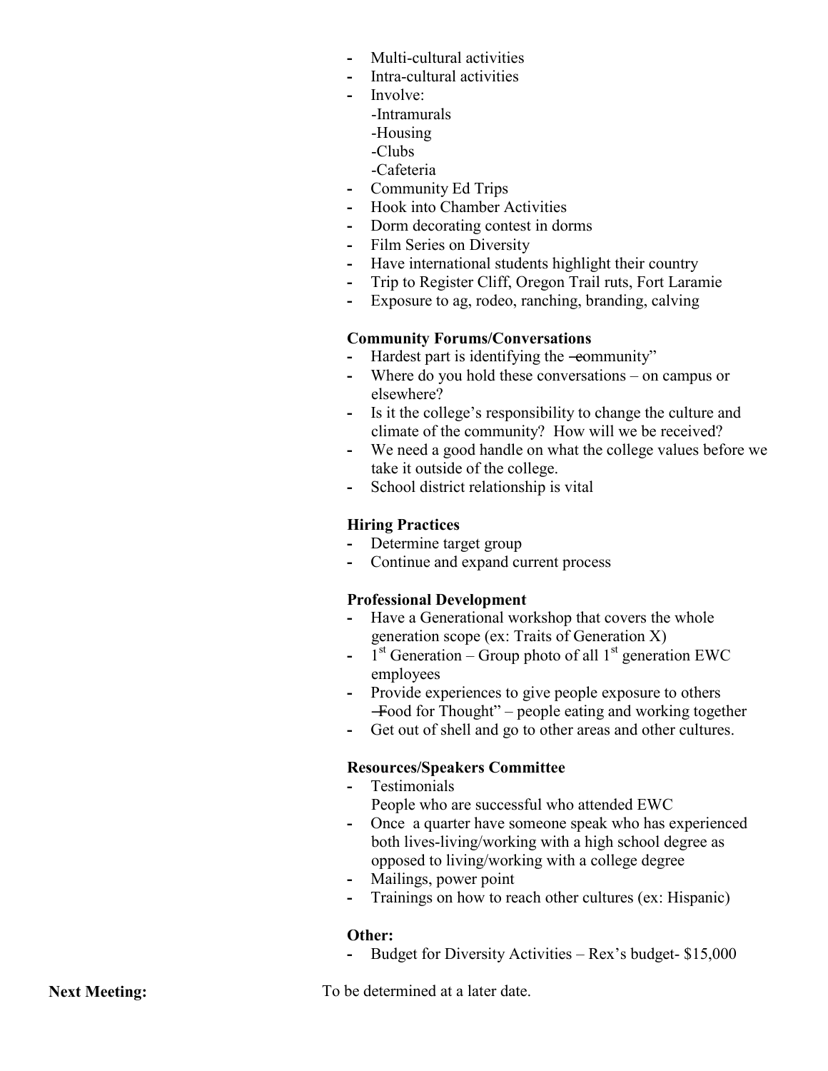- Multi-cultural activities
- Intra-cultural activities
- Involve:
  - -Intramurals
  - -Housing
  - -Clubs
  - -Cafeteria
- Community Ed Trips
- Hook into Chamber Activities
- Dorm decorating contest in dorms
- Film Series on Diversity
- Have international students highlight their country
- Trip to Register Cliff, Oregon Trail ruts, Fort Laramie
- Exposure to ag, rodeo, ranching, branding, calving

**Community Forums/Conversations**

- Hardest part is identifying the "community"
- Where do you hold these conversations – on campus or elsewhere?
- Is it the college's responsibility to change the culture and climate of the community? How will we be received?
- We need a good handle on what the college values before we take it outside of the college.
- School district relationship is vital

**Hiring Practices**

- Determine target group
- Continue and expand current process

**Professional Development**

- Have a Generational workshop that covers the whole generation scope (ex: Traits of Generation X)
- 1st Generation – Group photo of all 1st generation EWC employees
- Provide experiences to give people exposure to others "Food for Thought" – people eating and working together
- Get out of shell and go to other areas and other cultures.

**Resources/Speakers Committee**

- Testimonials
  People who are successful who attended EWC
- Once a quarter have someone speak who has experienced both lives-living/working with a high school degree as opposed to living/working with a college degree
- Mailings, power point
- Trainings on how to reach other cultures (ex: Hispanic)

**Other:**

- Budget for Diversity Activities – Rex's budget- $15,000

**Next Meeting:** To be determined at a later date.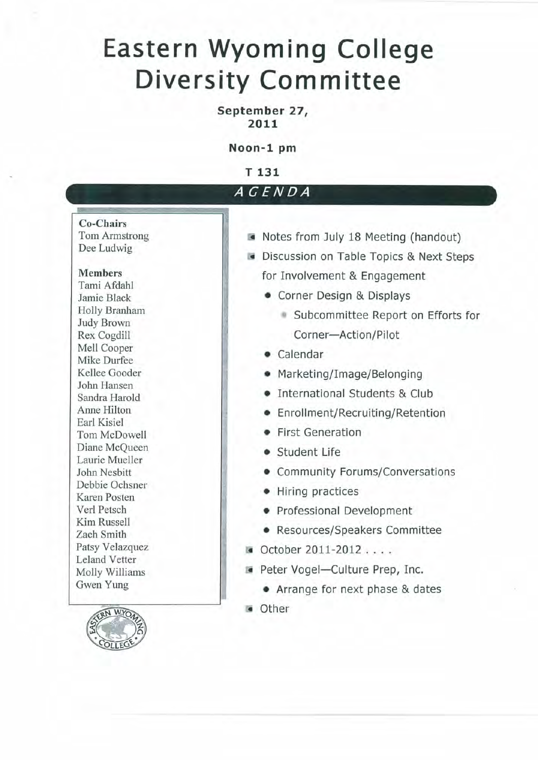# Eastern Wyoming College Diversity Committee

**September 27, 2011**

**Noon-1 pm**

**T 131**

## *AGENDA*

**Co-Chairs**
Tom Armstrong
Dee Ludwig

**Members**
Tami Afdahl
Jamie Black
Holly Branham
Judy Brown
Rex Cogdill
Mell Cooper
Mike Durfee
Kellee Gooder
John Hansen
Sandra Harold
Anne Hilton
Earl Kisiel
Tom McDowell
Diane McQueen
Laurie Mueller
John Nesbitt
Debbie Ochsner
Karen Posten
Verl Petsch
Kim Russell
Zach Smith
Patsy Velazquez
Leland Vetter
Molly Williams
Gwen Yung

- Notes from July 18 Meeting (handout)
- Discussion on Table Topics & Next Steps for Involvement & Engagement
  - Corner Design & Displays
    - Subcommittee Report on Efforts for Corner—Action/Pilot
  - Calendar
  - Marketing/Image/Belonging
  - International Students & Club
  - Enrollment/Recruiting/Retention
  - First Generation
  - Student Life
  - Community Forums/Conversations
  - Hiring practices
  - Professional Development
  - Resources/Speakers Committee
- October 2011-2012 . . . .
- Peter Vogel—Culture Prep, Inc.
  - Arrange for next phase & dates
- Other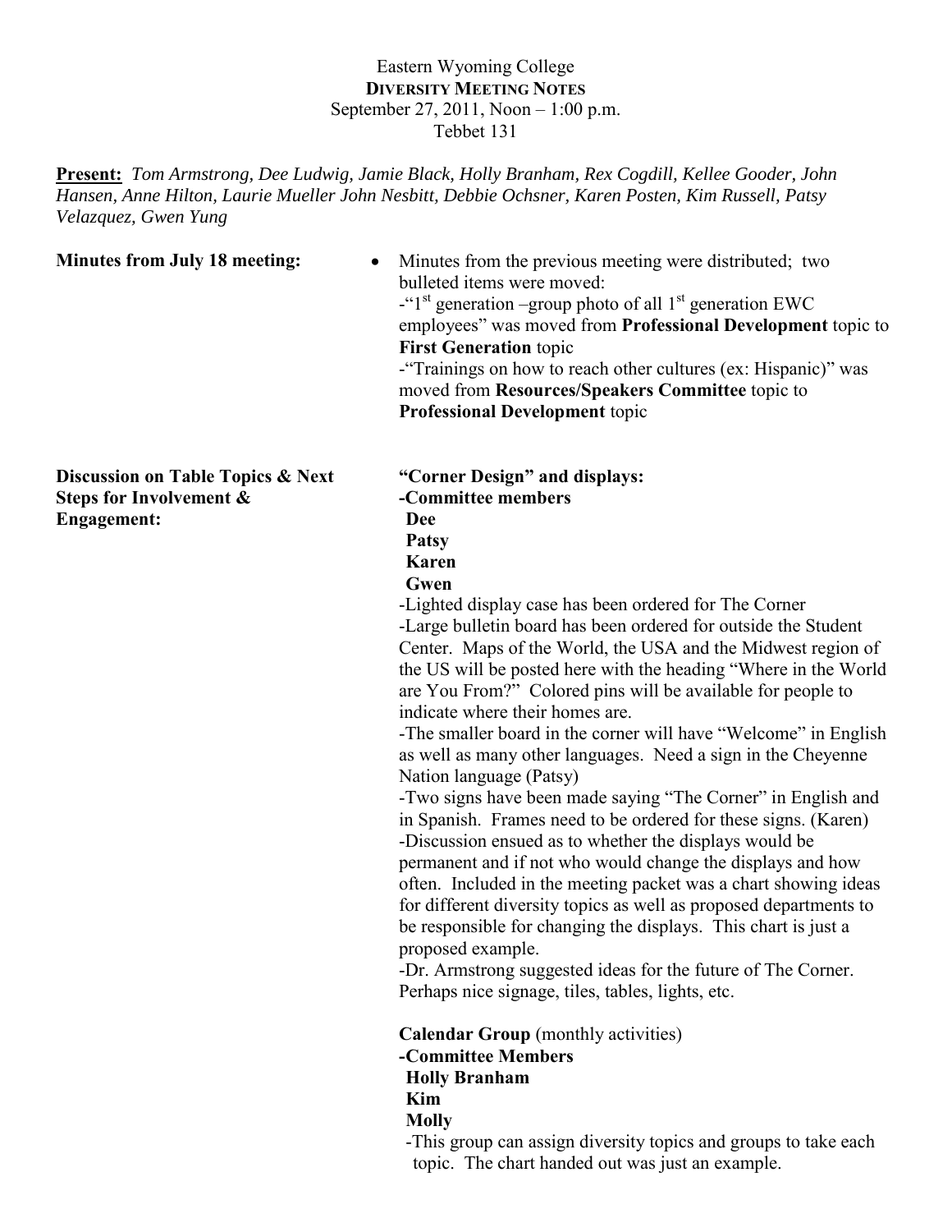Eastern Wyoming College
**DIVERSITY MEETING NOTES**
September 27, 2011, Noon – 1:00 p.m.
Tebbet 131

**Present:** *Tom Armstrong, Dee Ludwig, Jamie Black, Holly Branham, Rex Cogdill, Kellee Gooder, John Hansen, Anne Hilton, Laurie Mueller John Nesbitt, Debbie Ochsner, Karen Posten, Kim Russell, Patsy Velazquez, Gwen Yung*

**Minutes from July 18 meeting:**

- Minutes from the previous meeting were distributed; two bulleted items were moved:
  -"1st generation –group photo of all 1st generation EWC employees" was moved from **Professional Development** topic to **First Generation** topic
  -"Trainings on how to reach other cultures (ex: Hispanic)" was moved from **Resources/Speakers Committee** topic to **Professional Development** topic

**Discussion on Table Topics & Next Steps for Involvement & Engagement:**

**"Corner Design" and displays:**
**-Committee members**
**Dee**
**Patsy**
**Karen**
**Gwen**

-Lighted display case has been ordered for The Corner
-Large bulletin board has been ordered for outside the Student Center. Maps of the World, the USA and the Midwest region of the US will be posted here with the heading "Where in the World are You From?" Colored pins will be available for people to indicate where their homes are.
-The smaller board in the corner will have "Welcome" in English as well as many other languages. Need a sign in the Cheyenne Nation language (Patsy)
-Two signs have been made saying "The Corner" in English and in Spanish. Frames need to be ordered for these signs. (Karen)
-Discussion ensued as to whether the displays would be permanent and if not who would change the displays and how often. Included in the meeting packet was a chart showing ideas for different diversity topics as well as proposed departments to be responsible for changing the displays. This chart is just a proposed example.
-Dr. Armstrong suggested ideas for the future of The Corner. Perhaps nice signage, tiles, tables, lights, etc.

**Calendar Group** (monthly activities)
**-Committee Members**
**Holly Branham**
**Kim**
**Molly**

-This group can assign diversity topics and groups to take each topic. The chart handed out was just an example.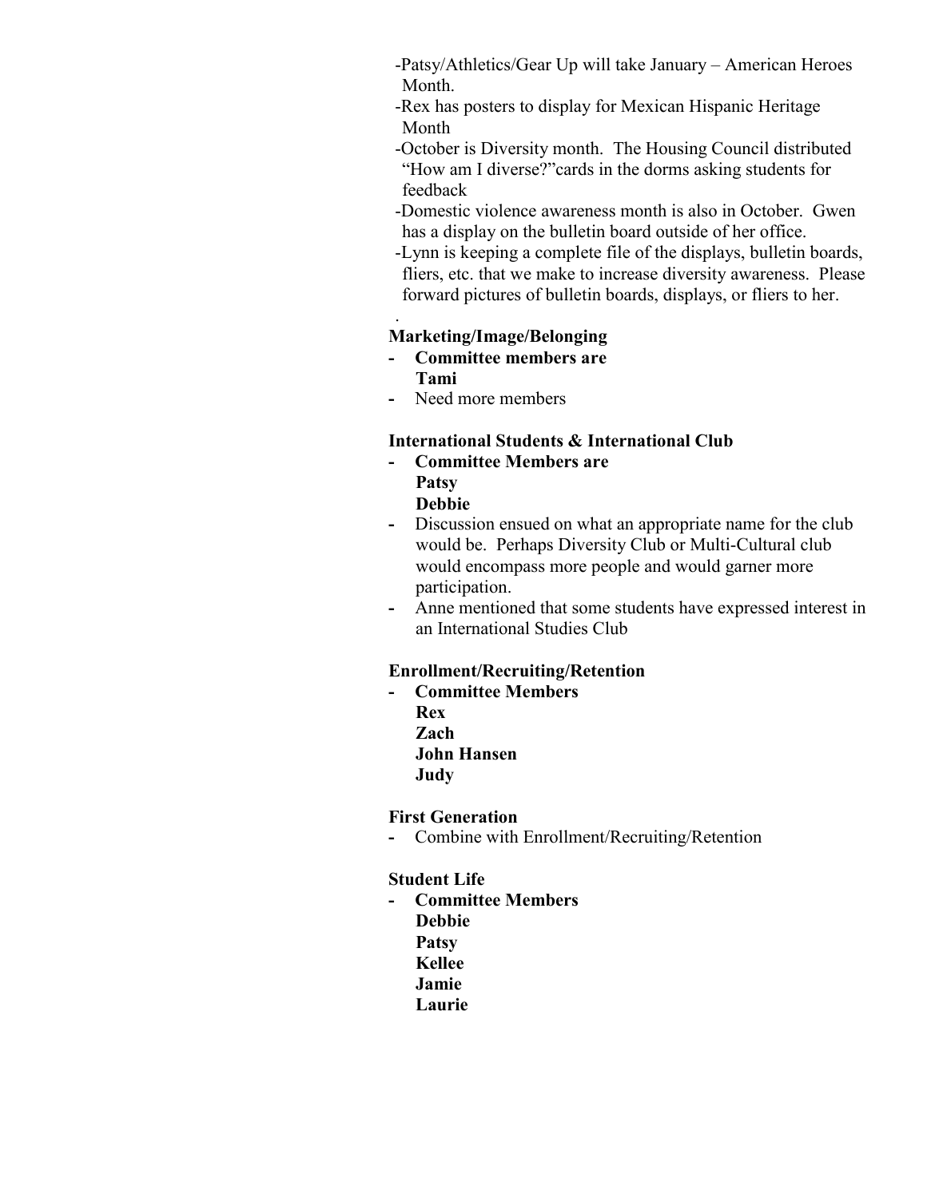- Patsy/Athletics/Gear Up will take January – American Heroes Month.
- Rex has posters to display for Mexican Hispanic Heritage Month
- October is Diversity month. The Housing Council distributed "How am I diverse?"cards in the dorms asking students for feedback
- Domestic violence awareness month is also in October. Gwen has a display on the bulletin board outside of her office.
- Lynn is keeping a complete file of the displays, bulletin boards, fliers, etc. that we make to increase diversity awareness. Please forward pictures of bulletin boards, displays, or fliers to her.

.

**Marketing/Image/Belonging**

- **Committee members are**
  **Tami**
- Need more members

**International Students & International Club**

- **Committee Members are**
  **Patsy**
  **Debbie**
- Discussion ensued on what an appropriate name for the club would be. Perhaps Diversity Club or Multi-Cultural club would encompass more people and would garner more participation.
- Anne mentioned that some students have expressed interest in an International Studies Club

**Enrollment/Recruiting/Retention**

- **Committee Members**
  **Rex**
  **Zach**
  **John Hansen**
  **Judy**

**First Generation**

- Combine with Enrollment/Recruiting/Retention

**Student Life**

- **Committee Members**
  **Debbie**
  **Patsy**
  **Kellee**
  **Jamie**
  **Laurie**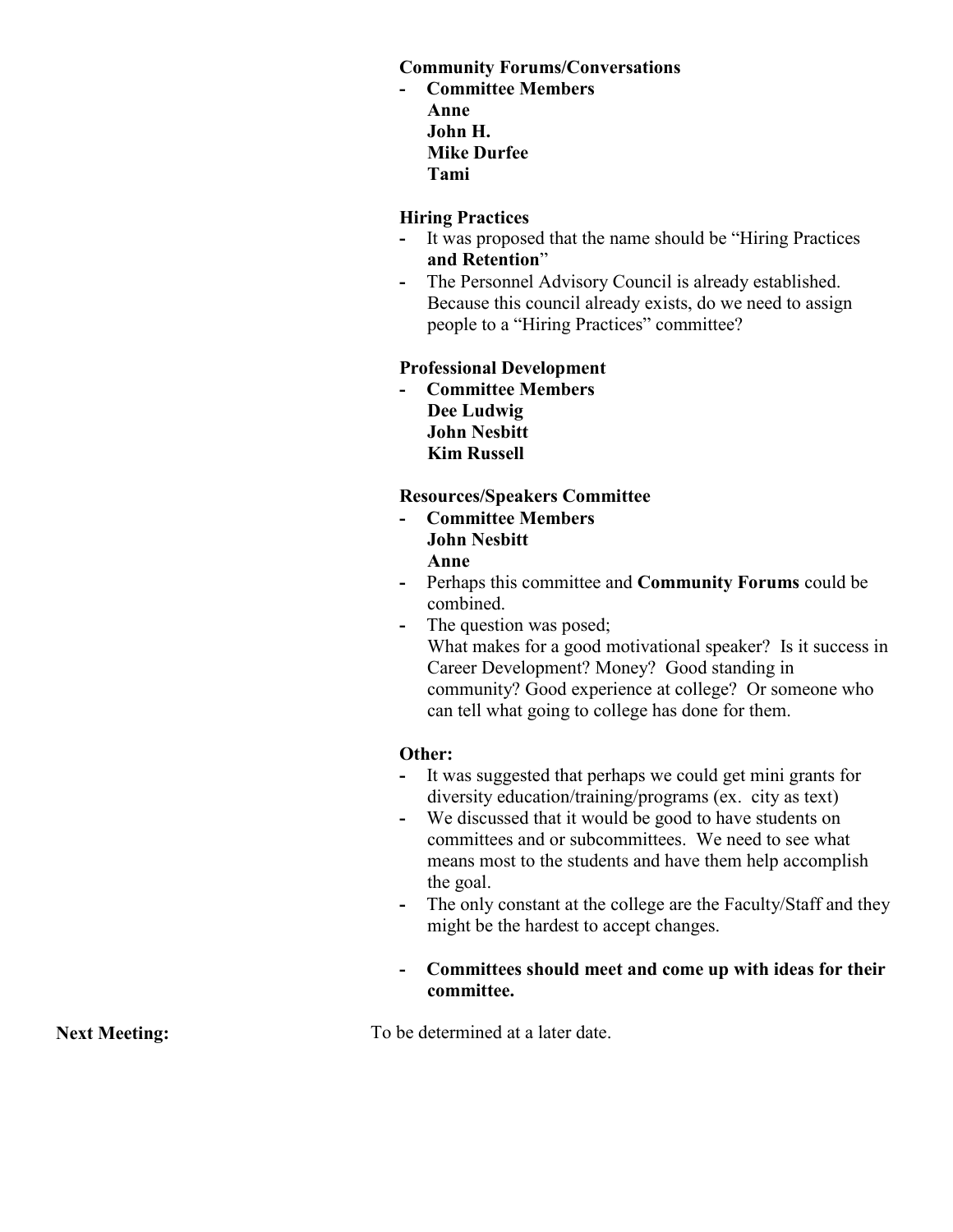**Community Forums/Conversations**

- **Committee Members**
  **Anne**
  **John H.**
  **Mike Durfee**
  **Tami**

**Hiring Practices**

- It was proposed that the name should be "Hiring Practices **and Retention**"
- The Personnel Advisory Council is already established. Because this council already exists, do we need to assign people to a "Hiring Practices" committee?

**Professional Development**

- **Committee Members**
  **Dee Ludwig**
  **John Nesbitt**
  **Kim Russell**

**Resources/Speakers Committee**

- **Committee Members**
  **John Nesbitt**
  **Anne**
- Perhaps this committee and **Community Forums** could be combined.
- The question was posed;
  What makes for a good motivational speaker? Is it success in Career Development? Money? Good standing in community? Good experience at college? Or someone who can tell what going to college has done for them.

**Other:**

- It was suggested that perhaps we could get mini grants for diversity education/training/programs (ex. city as text)
- We discussed that it would be good to have students on committees and or subcommittees. We need to see what means most to the students and have them help accomplish the goal.
- The only constant at the college are the Faculty/Staff and they might be the hardest to accept changes.
- **Committees should meet and come up with ideas for their committee.**

**Next Meeting:** To be determined at a later date.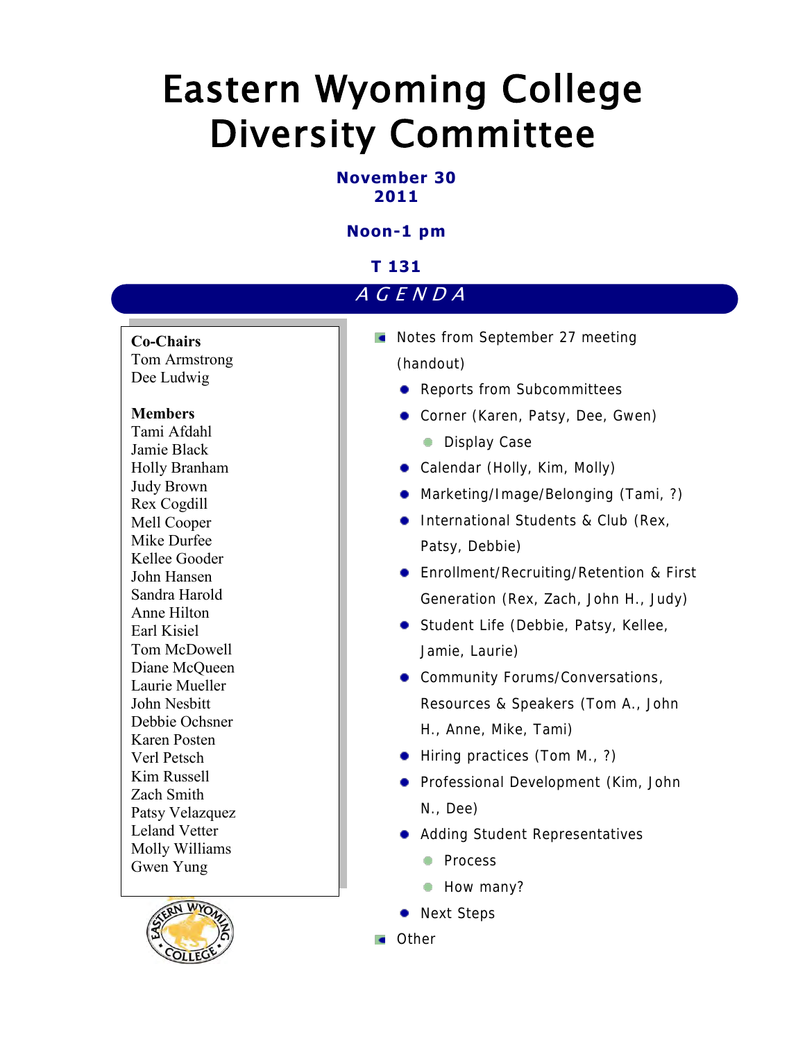# Eastern Wyoming College Diversity Committee

**November 30 2011**

**Noon-1 pm**

**T 131**

*AGENDA*

**Co-Chairs**
Tom Armstrong
Dee Ludwig

**Members**
Tami Afdahl
Jamie Black
Holly Branham
Judy Brown
Rex Cogdill
Mell Cooper
Mike Durfee
Kellee Gooder
John Hansen
Sandra Harold
Anne Hilton
Earl Kisiel
Tom McDowell
Diane McQueen
Laurie Mueller
John Nesbitt
Debbie Ochsner
Karen Posten
Verl Petsch
Kim Russell
Zach Smith
Patsy Velazquez
Leland Vetter
Molly Williams
Gwen Yung

- Notes from September 27 meeting (handout)
  - Reports from Subcommittees
  - Corner (Karen, Patsy, Dee, Gwen)
    - Display Case
  - Calendar (Holly, Kim, Molly)
  - Marketing/Image/Belonging (Tami, ?)
  - International Students & Club (Rex, Patsy, Debbie)
  - Enrollment/Recruiting/Retention & First Generation (Rex, Zach, John H., Judy)
  - Student Life (Debbie, Patsy, Kellee, Jamie, Laurie)
  - Community Forums/Conversations, Resources & Speakers (Tom A., John H., Anne, Mike, Tami)
  - Hiring practices (Tom M., ?)
  - Professional Development (Kim, John N., Dee)
  - Adding Student Representatives
    - Process
    - How many?
  - Next Steps
- Other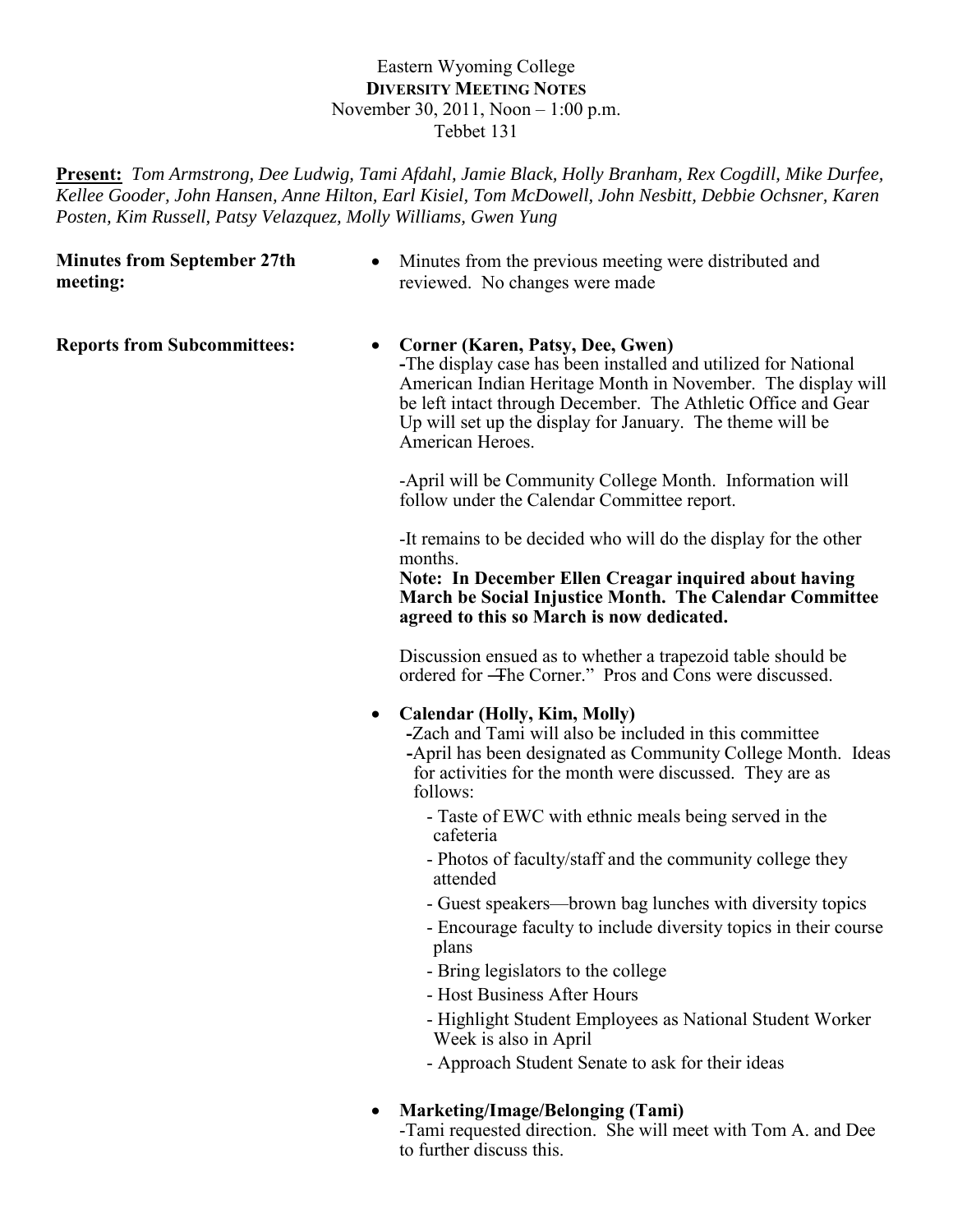Eastern Wyoming College
**DIVERSITY MEETING NOTES**
November 30, 2011, Noon – 1:00 p.m.
Tebbet 131

**Present:** *Tom Armstrong, Dee Ludwig, Tami Afdahl, Jamie Black, Holly Branham, Rex Cogdill, Mike Durfee, Kellee Gooder, John Hansen, Anne Hilton, Earl Kisiel, Tom McDowell, John Nesbitt, Debbie Ochsner, Karen Posten, Kim Russell, Patsy Velazquez, Molly Williams, Gwen Yung*

**Minutes from September 27th meeting:**

- Minutes from the previous meeting were distributed and reviewed. No changes were made

**Reports from Subcommittees:**

- **Corner (Karen, Patsy, Dee, Gwen)**
  -The display case has been installed and utilized for National American Indian Heritage Month in November. The display will be left intact through December. The Athletic Office and Gear Up will set up the display for January. The theme will be American Heroes.

  -April will be Community College Month. Information will follow under the Calendar Committee report.

  -It remains to be decided who will do the display for the other months.
  **Note: In December Ellen Creagar inquired about having March be Social Injustice Month. The Calendar Committee agreed to this so March is now dedicated.**

  Discussion ensued as to whether a trapezoid table should be ordered for "The Corner." Pros and Cons were discussed.

- **Calendar (Holly, Kim, Molly)**
  -Zach and Tami will also be included in this committee
  -April has been designated as Community College Month. Ideas for activities for the month were discussed. They are as follows:
  - Taste of EWC with ethnic meals being served in the cafeteria
  - Photos of faculty/staff and the community college they attended
  - Guest speakers—brown bag lunches with diversity topics
  - Encourage faculty to include diversity topics in their course plans
  - Bring legislators to the college
  - Host Business After Hours
  - Highlight Student Employees as National Student Worker Week is also in April
  - Approach Student Senate to ask for their ideas

- **Marketing/Image/Belonging (Tami)**
  -Tami requested direction. She will meet with Tom A. and Dee to further discuss this.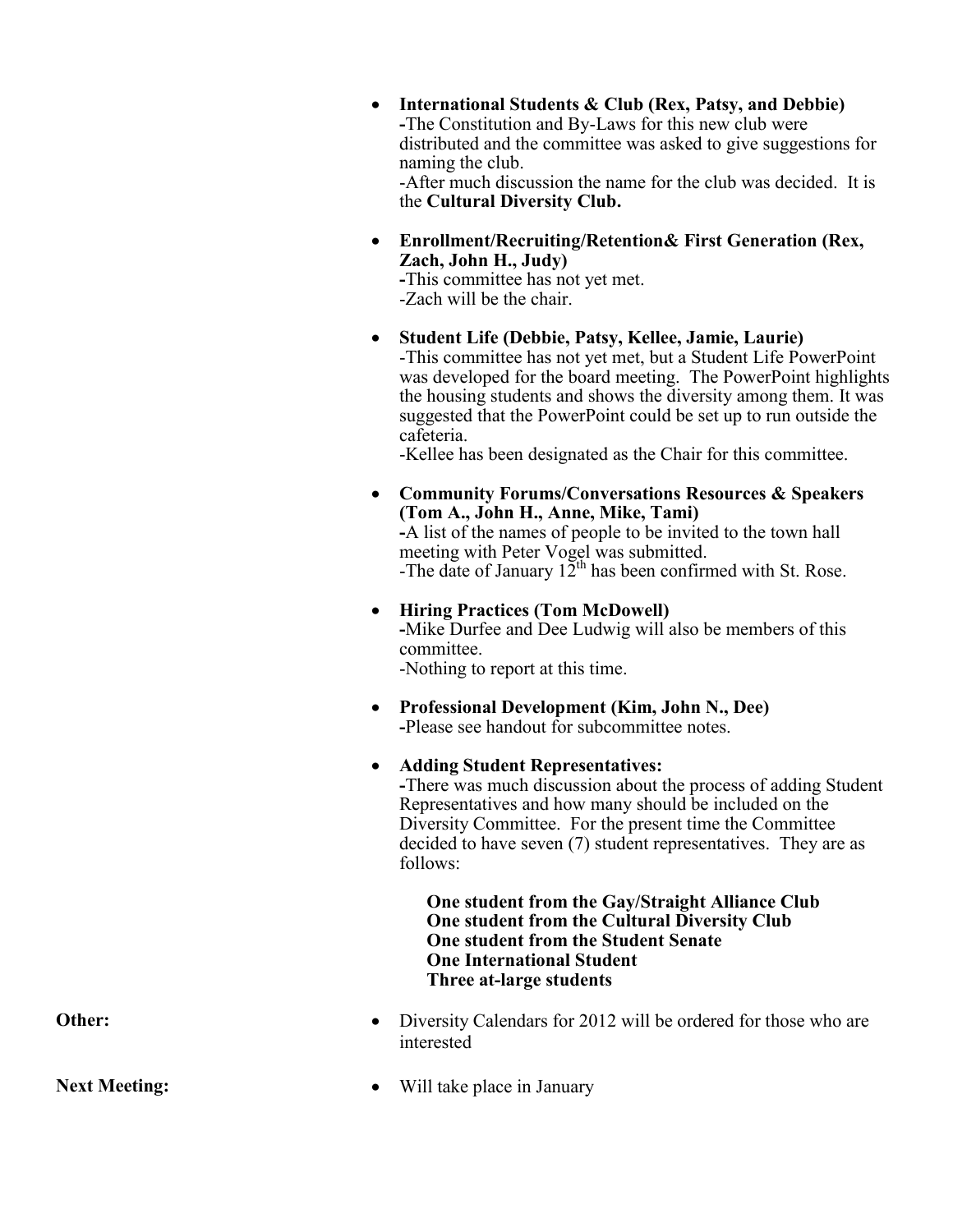- **International Students & Club (Rex, Patsy, and Debbie)**
  -The Constitution and By-Laws for this new club were distributed and the committee was asked to give suggestions for naming the club.
  -After much discussion the name for the club was decided. It is the **Cultural Diversity Club.**

- **Enrollment/Recruiting/Retention& First Generation (Rex, Zach, John H., Judy)**
  -This committee has not yet met.
  -Zach will be the chair.

- **Student Life (Debbie, Patsy, Kellee, Jamie, Laurie)**
  -This committee has not yet met, but a Student Life PowerPoint was developed for the board meeting. The PowerPoint highlights the housing students and shows the diversity among them. It was suggested that the PowerPoint could be set up to run outside the cafeteria.
  -Kellee has been designated as the Chair for this committee.

- **Community Forums/Conversations Resources & Speakers (Tom A., John H., Anne, Mike, Tami)**
  -A list of the names of people to be invited to the town hall meeting with Peter Vogel was submitted.
  -The date of January 12th has been confirmed with St. Rose.

- **Hiring Practices (Tom McDowell)**
  -Mike Durfee and Dee Ludwig will also be members of this committee.
  -Nothing to report at this time.

- **Professional Development (Kim, John N., Dee)**
  -Please see handout for subcommittee notes.

- **Adding Student Representatives:**
  -There was much discussion about the process of adding Student Representatives and how many should be included on the Diversity Committee. For the present time the Committee decided to have seven (7) student representatives. They are as follows:

  **One student from the Gay/Straight Alliance Club**
  **One student from the Cultural Diversity Club**
  **One student from the Student Senate**
  **One International Student**
  **Three at-large students**

**Other:**

- Diversity Calendars for 2012 will be ordered for those who are interested

**Next Meeting:**

- Will take place in January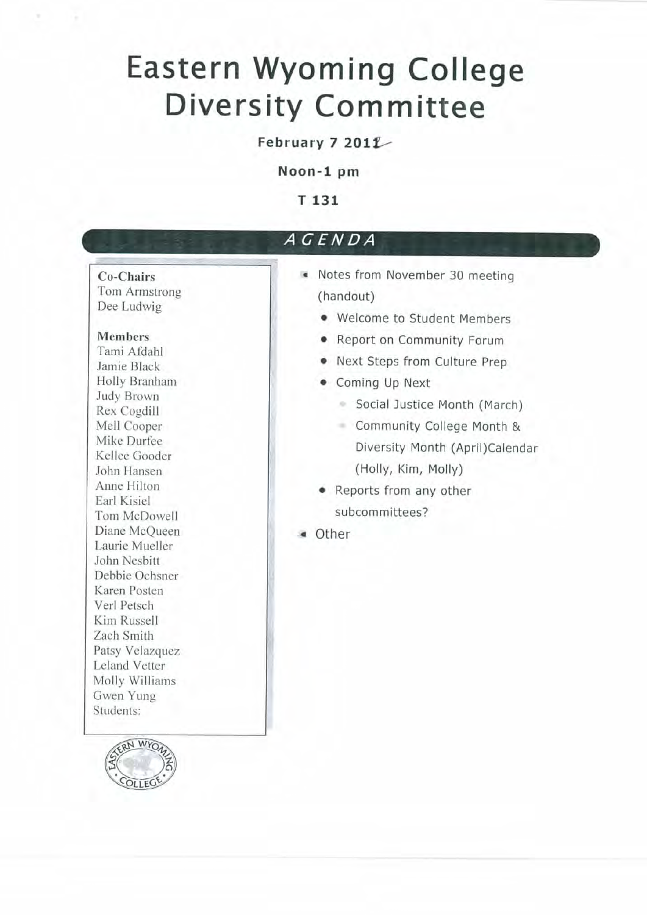# Eastern Wyoming College Diversity Committee

**February 7 2011**

**Noon-1 pm**

**T 131**

## AGENDA

**Co-Chairs**
Tom Armstrong
Dee Ludwig

**Members**
Tami Afdahl
Jamie Black
Holly Branham
Judy Brown
Rex Cogdill
Mell Cooper
Mike Durfee
Kellee Gooder
John Hansen
Anne Hilton
Earl Kisiel
Tom McDowell
Diane McQueen
Laurie Mueller
John Nesbitt
Debbie Ochsner
Karen Posten
Verl Petsch
Kim Russell
Zach Smith
Patsy Velazquez
Leland Vetter
Molly Williams
Gwen Yung
Students:

- Notes from November 30 meeting (handout)
  - Welcome to Student Members
  - Report on Community Forum
  - Next Steps from Culture Prep
  - Coming Up Next
    - Social Justice Month (March)
    - Community College Month & Diversity Month (April)Calendar (Holly, Kim, Molly)
  - Reports from any other subcommittees?
- Other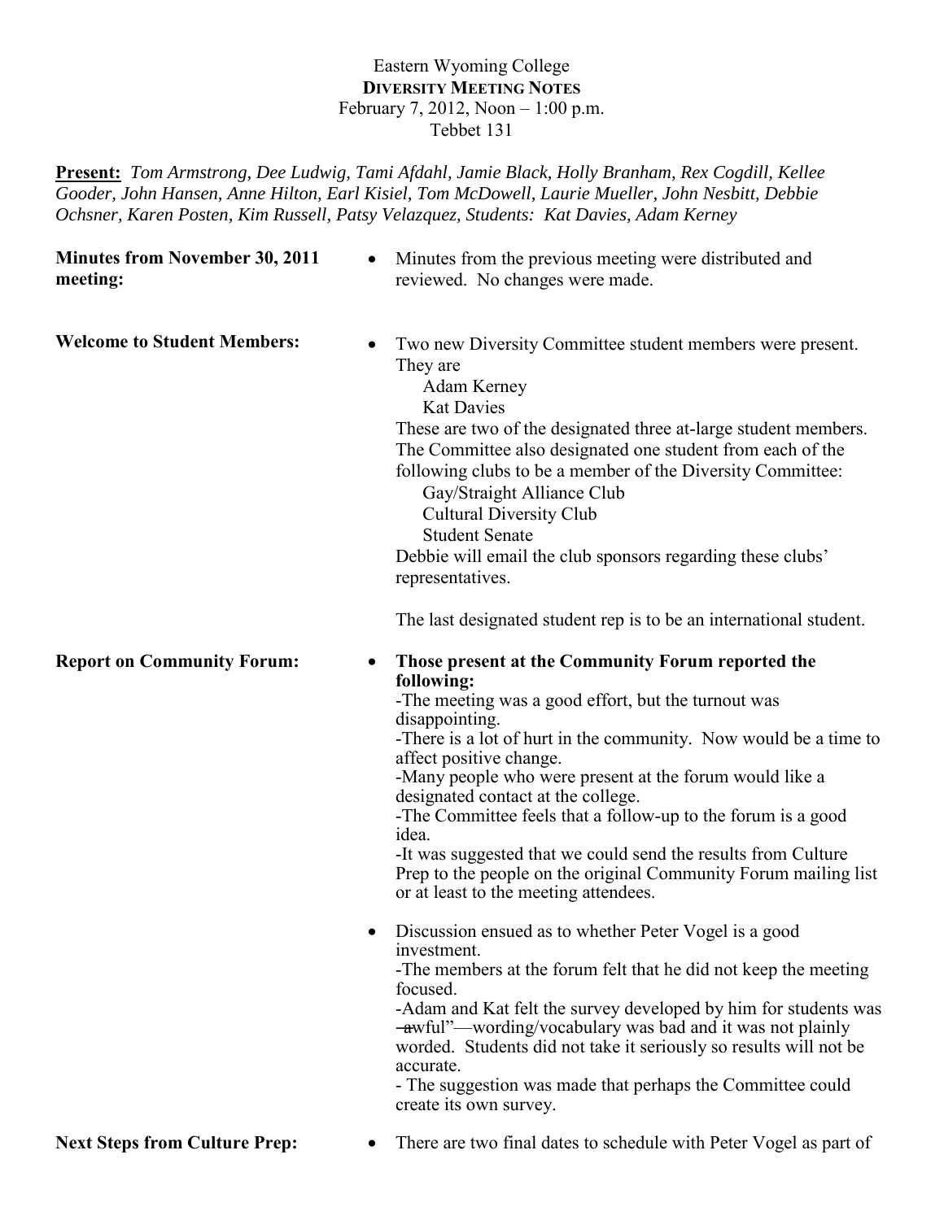Eastern Wyoming College
**DIVERSITY MEETING NOTES**
February 7, 2012, Noon – 1:00 p.m.
Tebbet 131

**Present:** *Tom Armstrong, Dee Ludwig, Tami Afdahl, Jamie Black, Holly Branham, Rex Cogdill, Kellee Gooder, John Hansen, Anne Hilton, Earl Kisiel, Tom McDowell, Laurie Mueller, John Nesbitt, Debbie Ochsner, Karen Posten, Kim Russell, Patsy Velazquez, Students: Kat Davies, Adam Kerney*

**Minutes from November 30, 2011 meeting:**

- Minutes from the previous meeting were distributed and reviewed. No changes were made.

**Welcome to Student Members:**

- Two new Diversity Committee student members were present. They are
  - Adam Kerney
  - Kat Davies

  These are two of the designated three at-large student members. The Committee also designated one student from each of the following clubs to be a member of the Diversity Committee:
  - Gay/Straight Alliance Club
  - Cultural Diversity Club
  - Student Senate

  Debbie will email the club sponsors regarding these clubs' representatives.

  The last designated student rep is to be an international student.

**Report on Community Forum:**

- **Those present at the Community Forum reported the following:**
  -The meeting was a good effort, but the turnout was disappointing.
  -There is a lot of hurt in the community. Now would be a time to affect positive change.
  -Many people who were present at the forum would like a designated contact at the college.
  -The Committee feels that a follow-up to the forum is a good idea.
  -It was suggested that we could send the results from Culture Prep to the people on the original Community Forum mailing list or at least to the meeting attendees.

- Discussion ensued as to whether Peter Vogel is a good investment.
  -The members at the forum felt that he did not keep the meeting focused.
  -Adam and Kat felt the survey developed by him for students was "awful"—wording/vocabulary was bad and it was not plainly worded. Students did not take it seriously so results will not be accurate.
  - The suggestion was made that perhaps the Committee could create its own survey.

**Next Steps from Culture Prep:**

- There are two final dates to schedule with Peter Vogel as part of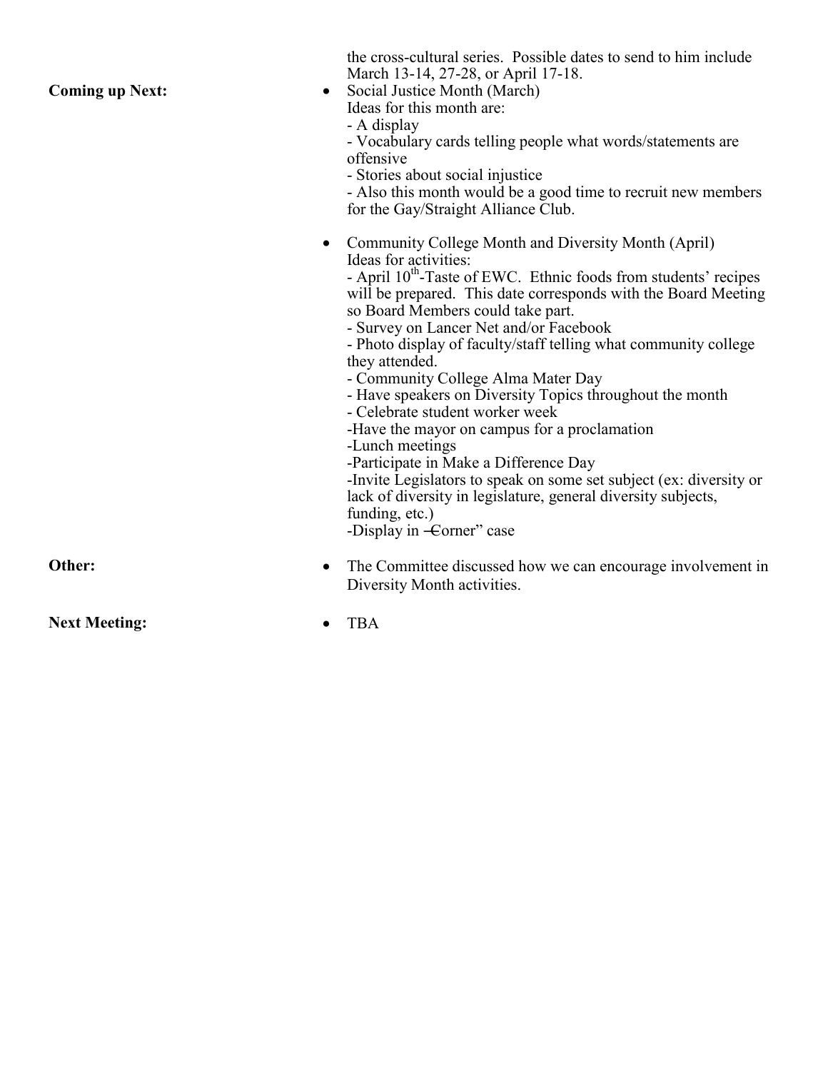the cross-cultural series. Possible dates to send to him include March 13-14, 27-28, or April 17-18.

**Coming up Next:**

- Social Justice Month (March)
  Ideas for this month are:
  - A display
  - Vocabulary cards telling people what words/statements are offensive
  - Stories about social injustice
  - Also this month would be a good time to recruit new members for the Gay/Straight Alliance Club.

- Community College Month and Diversity Month (April)
  Ideas for activities:
  - April 10th-Taste of EWC. Ethnic foods from students' recipes will be prepared. This date corresponds with the Board Meeting so Board Members could take part.
  - Survey on Lancer Net and/or Facebook
  - Photo display of faculty/staff telling what community college they attended.
  - Community College Alma Mater Day
  - Have speakers on Diversity Topics throughout the month
  - Celebrate student worker week
  -Have the mayor on campus for a proclamation
  -Lunch meetings
  -Participate in Make a Difference Day
  -Invite Legislators to speak on some set subject (ex: diversity or lack of diversity in legislature, general diversity subjects, funding, etc.)
  -Display in "Corner" case

**Other:**

- The Committee discussed how we can encourage involvement in Diversity Month activities.

**Next Meeting:**

- TBA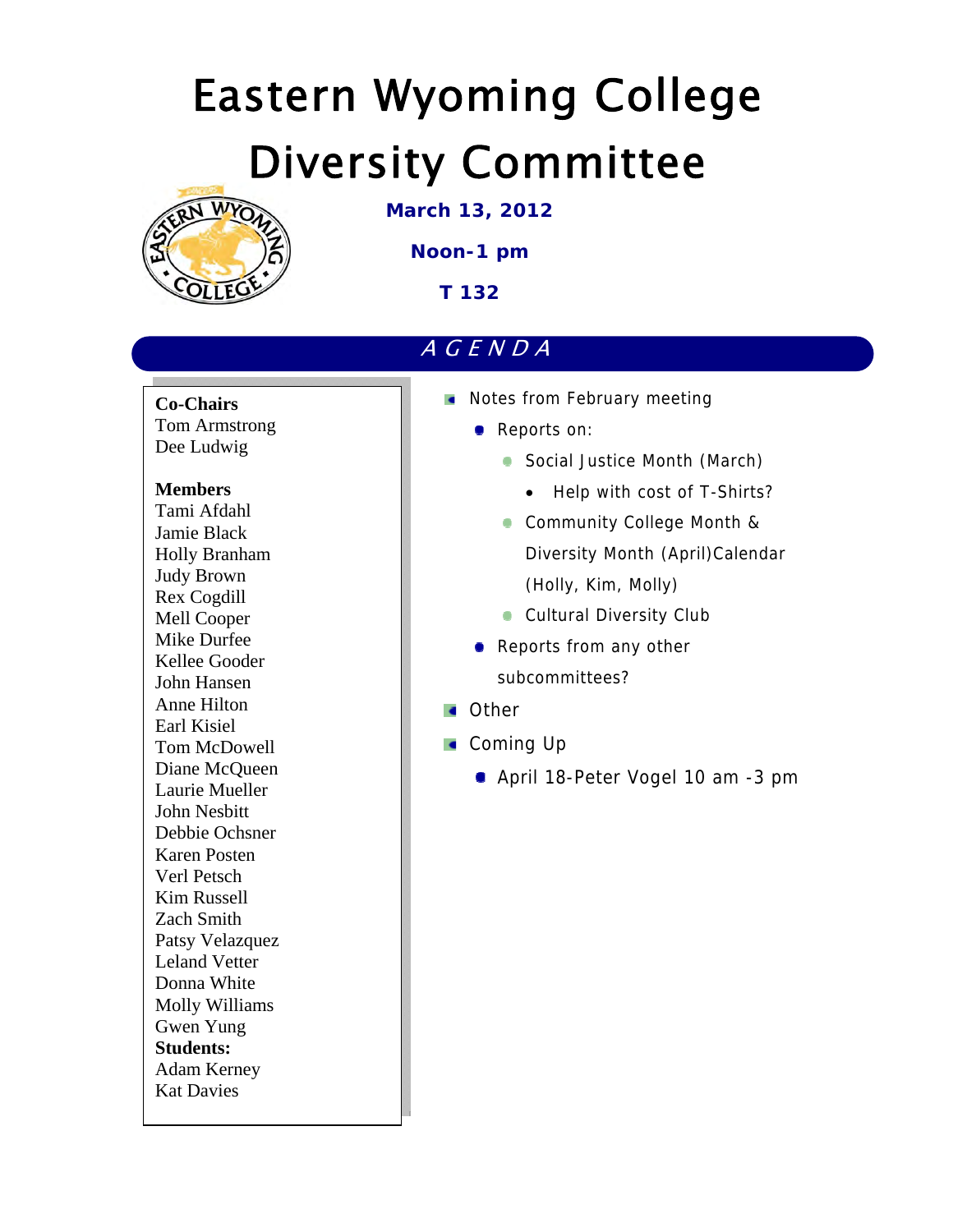# Eastern Wyoming College

# Diversity Committee

**March 13, 2012**

**Noon-1 pm**

**T 132**

## *AGENDA*

**Co-Chairs**
Tom Armstrong
Dee Ludwig

**Members**
Tami Afdahl
Jamie Black
Holly Branham
Judy Brown
Rex Cogdill
Mell Cooper
Mike Durfee
Kellee Gooder
John Hansen
Anne Hilton
Earl Kisiel
Tom McDowell
Diane McQueen
Laurie Mueller
John Nesbitt
Debbie Ochsner
Karen Posten
Verl Petsch
Kim Russell
Zach Smith
Patsy Velazquez
Leland Vetter
Donna White
Molly Williams
Gwen Yung
**Students:**
Adam Kerney
Kat Davies

- Notes from February meeting
  - Reports on:
    - Social Justice Month (March)
      - Help with cost of T-Shirts?
    - Community College Month & Diversity Month (April)Calendar (Holly, Kim, Molly)
    - Cultural Diversity Club
  - Reports from any other subcommittees?
- Other
- Coming Up
  - April 18-Peter Vogel 10 am -3 pm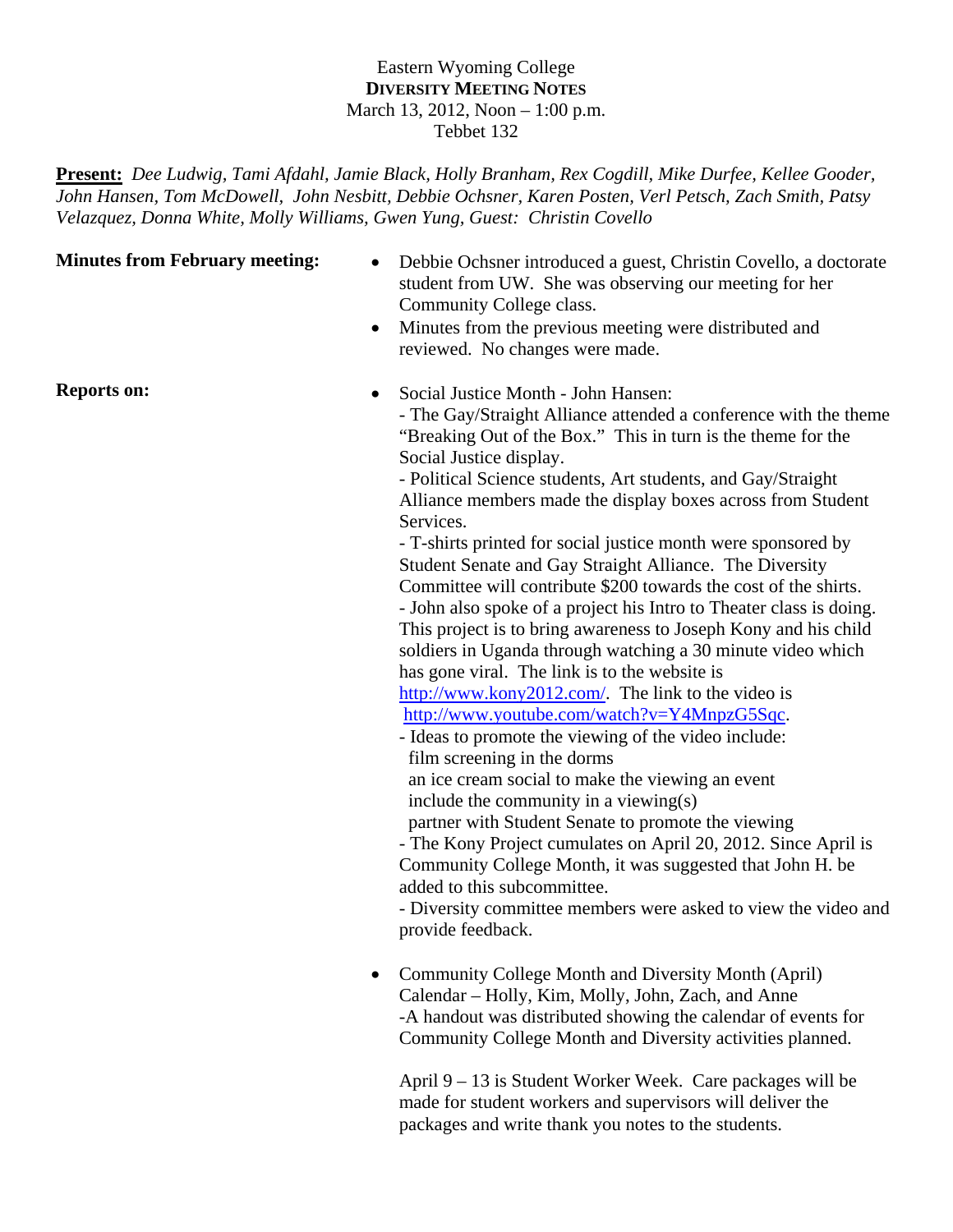Eastern Wyoming College
**DIVERSITY MEETING NOTES**
March 13, 2012, Noon – 1:00 p.m.
Tebbet 132

**Present:** *Dee Ludwig, Tami Afdahl, Jamie Black, Holly Branham, Rex Cogdill, Mike Durfee, Kellee Gooder, John Hansen, Tom McDowell, John Nesbitt, Debbie Ochsner, Karen Posten, Verl Petsch, Zach Smith, Patsy Velazquez, Donna White, Molly Williams, Gwen Yung, Guest: Christin Covello*

**Minutes from February meeting:**

- Debbie Ochsner introduced a guest, Christin Covello, a doctorate student from UW. She was observing our meeting for her Community College class.
- Minutes from the previous meeting were distributed and reviewed. No changes were made.

**Reports on:**

- Social Justice Month - John Hansen:
  - The Gay/Straight Alliance attended a conference with the theme "Breaking Out of the Box." This in turn is the theme for the Social Justice display.
  - Political Science students, Art students, and Gay/Straight Alliance members made the display boxes across from Student Services.
  - T-shirts printed for social justice month were sponsored by Student Senate and Gay Straight Alliance. The Diversity Committee will contribute $200 towards the cost of the shirts.
  - John also spoke of a project his Intro to Theater class is doing. This project is to bring awareness to Joseph Kony and his child soldiers in Uganda through watching a 30 minute video which has gone viral. The link is to the website is http://www.kony2012.com/. The link to the video is http://www.youtube.com/watch?v=Y4MnpzG5Sqc.
  - Ideas to promote the viewing of the video include:
    film screening in the dorms
    an ice cream social to make the viewing an event
    include the community in a viewing(s)
    partner with Student Senate to promote the viewing
  - The Kony Project cumulates on April 20, 2012. Since April is Community College Month, it was suggested that John H. be added to this subcommittee.
  - Diversity committee members were asked to view the video and provide feedback.

- Community College Month and Diversity Month (April) Calendar – Holly, Kim, Molly, John, Zach, and Anne
  -A handout was distributed showing the calendar of events for Community College Month and Diversity activities planned.

  April 9 – 13 is Student Worker Week. Care packages will be made for student workers and supervisors will deliver the packages and write thank you notes to the students.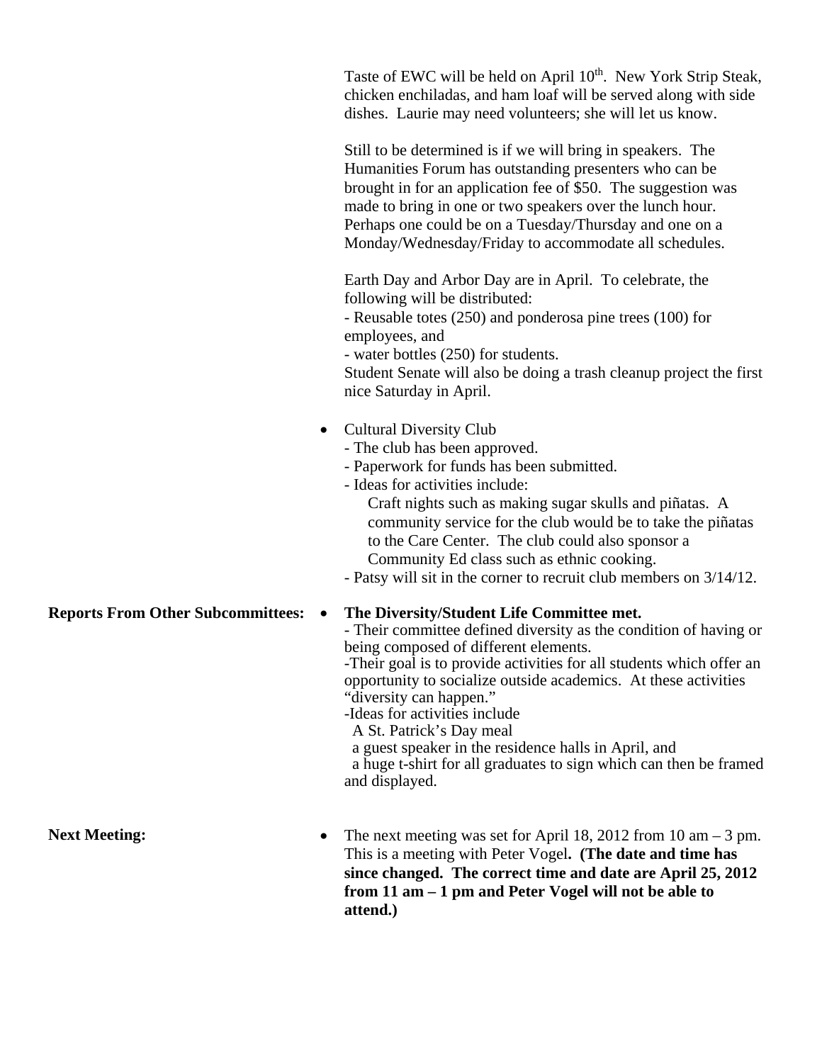Taste of EWC will be held on April 10th. New York Strip Steak, chicken enchiladas, and ham loaf will be served along with side dishes. Laurie may need volunteers; she will let us know.

Still to be determined is if we will bring in speakers. The Humanities Forum has outstanding presenters who can be brought in for an application fee of $50. The suggestion was made to bring in one or two speakers over the lunch hour. Perhaps one could be on a Tuesday/Thursday and one on a Monday/Wednesday/Friday to accommodate all schedules.

Earth Day and Arbor Day are in April. To celebrate, the following will be distributed:
- Reusable totes (250) and ponderosa pine trees (100) for employees, and
- water bottles (250) for students.

Student Senate will also be doing a trash cleanup project the first nice Saturday in April.

- Cultural Diversity Club
  - The club has been approved.
  - Paperwork for funds has been submitted.
  - Ideas for activities include:
    Craft nights such as making sugar skulls and piñatas. A community service for the club would be to take the piñatas to the Care Center. The club could also sponsor a Community Ed class such as ethnic cooking.
  - Patsy will sit in the corner to recruit club members on 3/14/12.

**Reports From Other Subcommittees:**

- **The Diversity/Student Life Committee met.**
  - Their committee defined diversity as the condition of having or being composed of different elements.
  - Their goal is to provide activities for all students which offer an opportunity to socialize outside academics. At these activities "diversity can happen."
  - Ideas for activities include
    A St. Patrick's Day meal
    a guest speaker in the residence halls in April, and
    a huge t-shirt for all graduates to sign which can then be framed and displayed.

**Next Meeting:**

- The next meeting was set for April 18, 2012 from 10 am – 3 pm. This is a meeting with Peter Vogel**. (The date and time has since changed. The correct time and date are April 25, 2012 from 11 am – 1 pm and Peter Vogel will not be able to attend.)**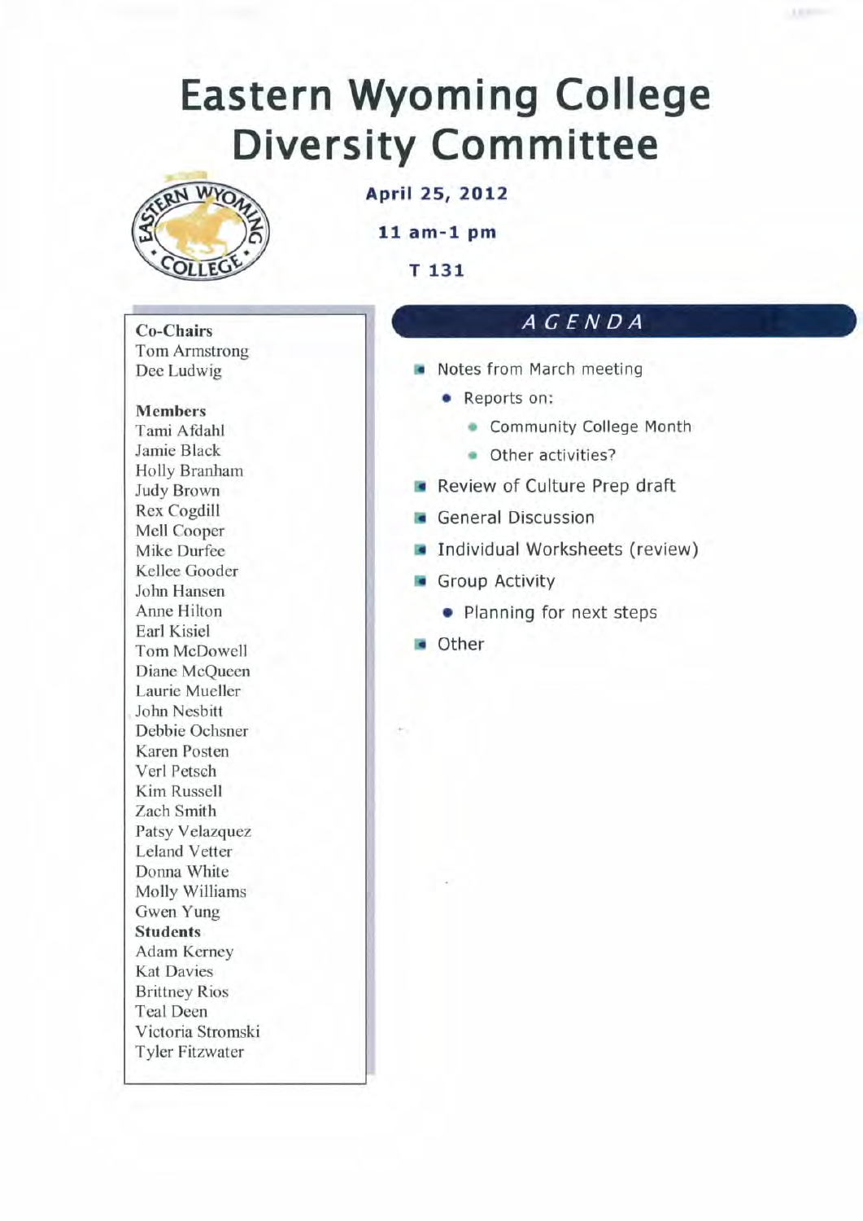# Eastern Wyoming College Diversity Committee

**April 25, 2012**

**11 am-1 pm**

**T 131**

**Co-Chairs**
Tom Armstrong
Dee Ludwig

**Members**
Tami Afdahl
Jamie Black
Holly Branham
Judy Brown
Rex Cogdill
Mell Cooper
Mike Durfee
Kellee Gooder
John Hansen
Anne Hilton
Earl Kisiel
Tom McDowell
Diane McQueen
Laurie Mueller
John Nesbitt
Debbie Ochsner
Karen Posten
Verl Petsch
Kim Russell
Zach Smith
Patsy Velazquez
Leland Vetter
Donna White
Molly Williams
Gwen Yung

**Students**
Adam Kerney
Kat Davies
Brittney Rios
Teal Deen
Victoria Stromski
Tyler Fitzwater

## *AGENDA*

- Notes from March meeting
  - Reports on:
    - Community College Month
    - Other activities?
- Review of Culture Prep draft
- General Discussion
- Individual Worksheets (review)
- Group Activity
  - Planning for next steps
- Other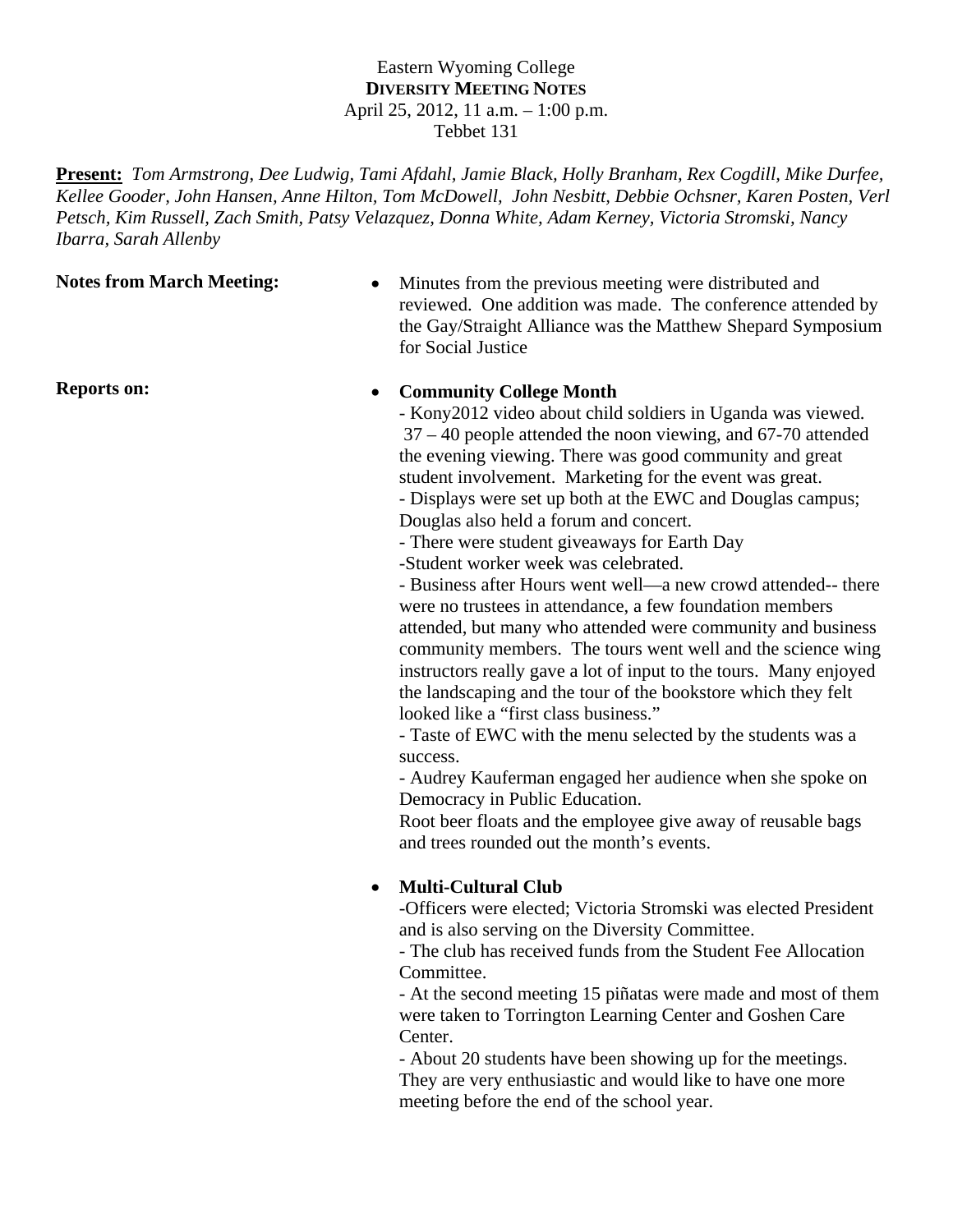Eastern Wyoming College
**DIVERSITY MEETING NOTES**
April 25, 2012, 11 a.m. – 1:00 p.m.
Tebbet 131

**Present:** *Tom Armstrong, Dee Ludwig, Tami Afdahl, Jamie Black, Holly Branham, Rex Cogdill, Mike Durfee, Kellee Gooder, John Hansen, Anne Hilton, Tom McDowell, John Nesbitt, Debbie Ochsner, Karen Posten, Verl Petsch, Kim Russell, Zach Smith, Patsy Velazquez, Donna White, Adam Kerney, Victoria Stromski, Nancy Ibarra, Sarah Allenby*

**Notes from March Meeting:**

- Minutes from the previous meeting were distributed and reviewed. One addition was made. The conference attended by the Gay/Straight Alliance was the Matthew Shepard Symposium for Social Justice

**Reports on:**

- **Community College Month**
  - Kony2012 video about child soldiers in Uganda was viewed. 37 – 40 people attended the noon viewing, and 67-70 attended the evening viewing. There was good community and great student involvement. Marketing for the event was great.
  - Displays were set up both at the EWC and Douglas campus; Douglas also held a forum and concert.
  - There were student giveaways for Earth Day
  - Student worker week was celebrated.
  - Business after Hours went well—a new crowd attended-- there were no trustees in attendance, a few foundation members attended, but many who attended were community and business community members. The tours went well and the science wing instructors really gave a lot of input to the tours. Many enjoyed the landscaping and the tour of the bookstore which they felt looked like a "first class business."
  - Taste of EWC with the menu selected by the students was a success.
  - Audrey Kauferman engaged her audience when she spoke on Democracy in Public Education.

  Root beer floats and the employee give away of reusable bags and trees rounded out the month's events.

- **Multi-Cultural Club**
  - Officers were elected; Victoria Stromski was elected President and is also serving on the Diversity Committee.
  - The club has received funds from the Student Fee Allocation Committee.
  - At the second meeting 15 piñatas were made and most of them were taken to Torrington Learning Center and Goshen Care Center.
  - About 20 students have been showing up for the meetings. They are very enthusiastic and would like to have one more meeting before the end of the school year.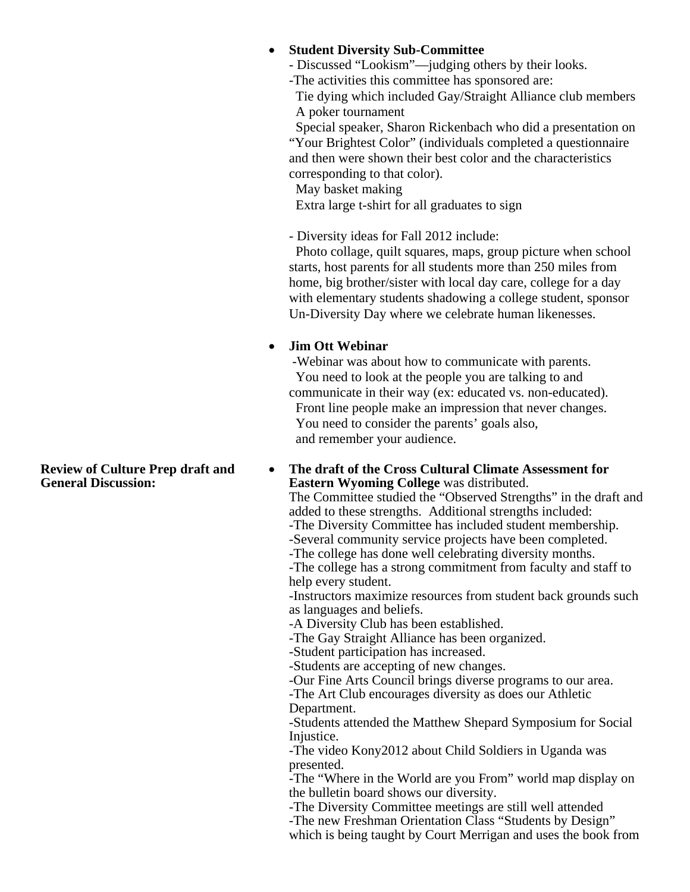- **Student Diversity Sub-Committee**
  - Discussed "Lookism"—judging others by their looks.
  - The activities this committee has sponsored are:
    - Tie dying which included Gay/Straight Alliance club members
    - A poker tournament
    - Special speaker, Sharon Rickenbach who did a presentation on "Your Brightest Color" (individuals completed a questionnaire and then were shown their best color and the characteristics corresponding to that color).
    - May basket making
    - Extra large t-shirt for all graduates to sign
  - Diversity ideas for Fall 2012 include:
    Photo collage, quilt squares, maps, group picture when school starts, host parents for all students more than 250 miles from home, big brother/sister with local day care, college for a day with elementary students shadowing a college student, sponsor Un-Diversity Day where we celebrate human likenesses.

- **Jim Ott Webinar**
  - Webinar was about how to communicate with parents.
    You need to look at the people you are talking to and communicate in their way (ex: educated vs. non-educated).
    Front line people make an impression that never changes.
    You need to consider the parents' goals also,
    and remember your audience.

**Review of Culture Prep draft and General Discussion:**

- **The draft of the Cross Cultural Climate Assessment for Eastern Wyoming College** was distributed.
  The Committee studied the "Observed Strengths" in the draft and added to these strengths. Additional strengths included:
  - The Diversity Committee has included student membership.
  - Several community service projects have been completed.
  - The college has done well celebrating diversity months.
  - The college has a strong commitment from faculty and staff to help every student.
  - Instructors maximize resources from student back grounds such as languages and beliefs.
  - A Diversity Club has been established.
  - The Gay Straight Alliance has been organized.
  - Student participation has increased.
  - Students are accepting of new changes.
  - Our Fine Arts Council brings diverse programs to our area.
  - The Art Club encourages diversity as does our Athletic Department.
  - Students attended the Matthew Shepard Symposium for Social Injustice.
  - The video Kony2012 about Child Soldiers in Uganda was presented.
  - The "Where in the World are you From" world map display on the bulletin board shows our diversity.
  - The Diversity Committee meetings are still well attended
  - The new Freshman Orientation Class "Students by Design" which is being taught by Court Merrigan and uses the book from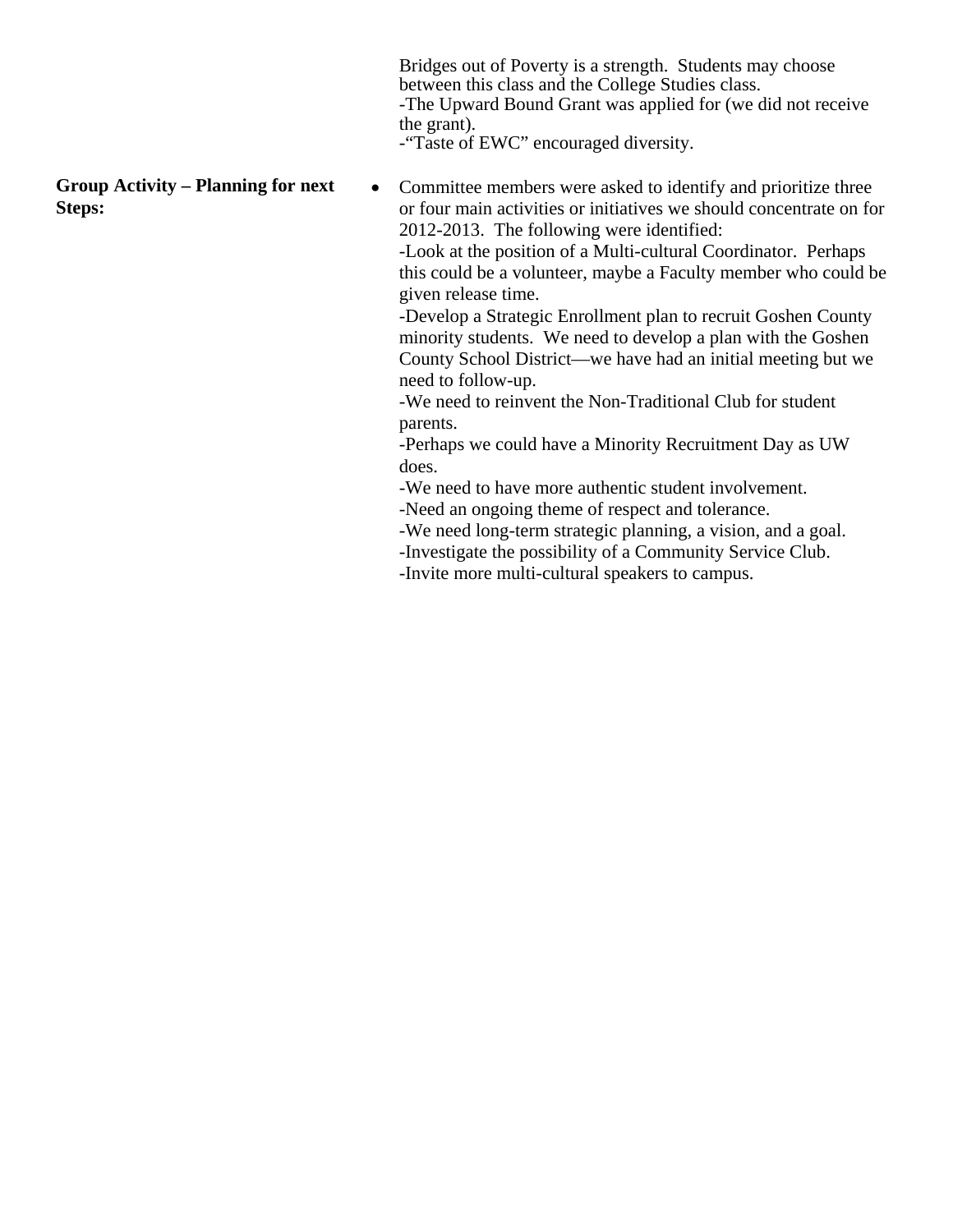| | |
|---|---|
| | Bridges out of Poverty is a strength. Students may choose between this class and the College Studies class.<br>-The Upward Bound Grant was applied for (we did not receive the grant).<br>-"Taste of EWC" encouraged diversity. |
| **Group Activity – Planning for next Steps:** | • Committee members were asked to identify and prioritize three or four main activities or initiatives we should concentrate on for 2012-2013. The following were identified:<br>-Look at the position of a Multi-cultural Coordinator. Perhaps this could be a volunteer, maybe a Faculty member who could be given release time.<br>-Develop a Strategic Enrollment plan to recruit Goshen County minority students. We need to develop a plan with the Goshen County School District—we have had an initial meeting but we need to follow-up.<br>-We need to reinvent the Non-Traditional Club for student parents.<br>-Perhaps we could have a Minority Recruitment Day as UW does.<br>-We need to have more authentic student involvement.<br>-Need an ongoing theme of respect and tolerance.<br>-We need long-term strategic planning, a vision, and a goal.<br>-Investigate the possibility of a Community Service Club.<br>-Invite more multi-cultural speakers to campus. |